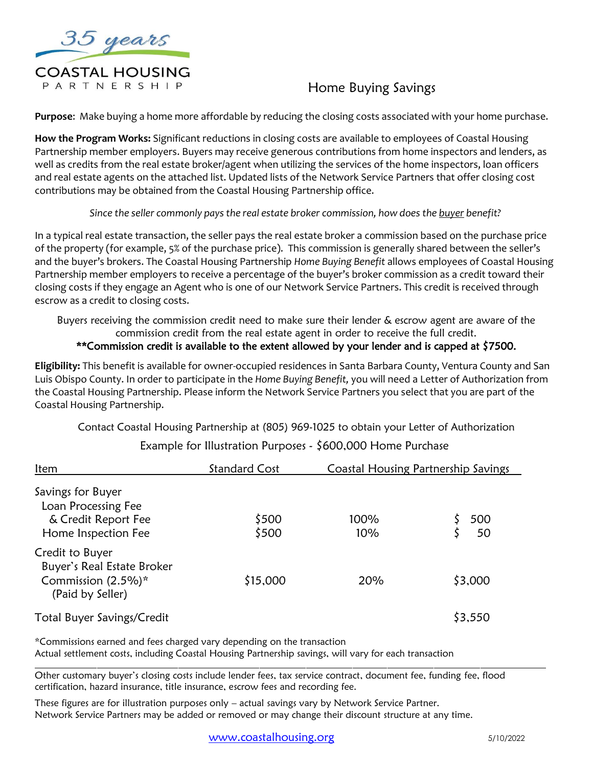35 years

COASTAL HOUSING
PARTNERSHIP

# Home Buying Savings

**Purpose**: Make buying a home more affordable by reducing the closing costs associated with your home purchase.

**How the Program Works:** Significant reductions in closing costs are available to employees of Coastal Housing Partnership member employers. Buyers may receive generous contributions from home inspectors and lenders, as well as credits from the real estate broker/agent when utilizing the services of the home inspectors, loan officers and real estate agents on the attached list. Updated lists of the Network Service Partners that offer closing cost contributions may be obtained from the Coastal Housing Partnership office.

*Since the seller commonly pays the real estate broker commission, how does the buyer benefit?*

In a typical real estate transaction, the seller pays the real estate broker a commission based on the purchase price of the property (for example, 5% of the purchase price). This commission is generally shared between the seller's and the buyer's brokers. The Coastal Housing Partnership *Home Buying Benefit* allows employees of Coastal Housing Partnership member employers to receive a percentage of the buyer's broker commission as a credit toward their closing costs if they engage an Agent who is one of our Network Service Partners. This credit is received through escrow as a credit to closing costs.

Buyers receiving the commission credit need to make sure their lender & escrow agent are aware of the commission credit from the real estate agent in order to receive the full credit.

**\*\*Commission credit is available to the extent allowed by your lender and is capped at $7500.**

**Eligibility:** This benefit is available for owner-occupied residences in Santa Barbara County, Ventura County and San Luis Obispo County. In order to participate in the *Home Buying Benefit,* you will need a Letter of Authorization from the Coastal Housing Partnership. Please inform the Network Service Partners you select that you are part of the Coastal Housing Partnership.

Contact Coastal Housing Partnership at (805) 969-1025 to obtain your Letter of Authorization

Example for Illustration Purposes - $600,000 Home Purchase

| Item | Standard Cost | Coastal Housing Partnership Savings | |
|---|---|---|---|
| **Savings for Buyer** | | | |
| Loan Processing Fee & Credit Report Fee | $500 | 100% | $ 500 |
| Home Inspection Fee | $500 | 10% | $ 50 |
| **Credit to Buyer** | | | |
| Buyer's Real Estate Broker Commission (2.5%)* (Paid by Seller) | $15,000 | 20% | $3,000 |
| Total Buyer Savings/Credit | | | $3,550 |

*Commissions earned and fees charged vary depending on the transaction
Actual settlement costs, including Coastal Housing Partnership savings, will vary for each transaction

---

Other customary buyer's closing costs include lender fees, tax service contract, document fee, funding fee, flood certification, hazard insurance, title insurance, escrow fees and recording fee.

These figures are for illustration purposes only – actual savings vary by Network Service Partner.
Network Service Partners may be added or removed or may change their discount structure at any time.

www.coastalhousing.org 5/10/2022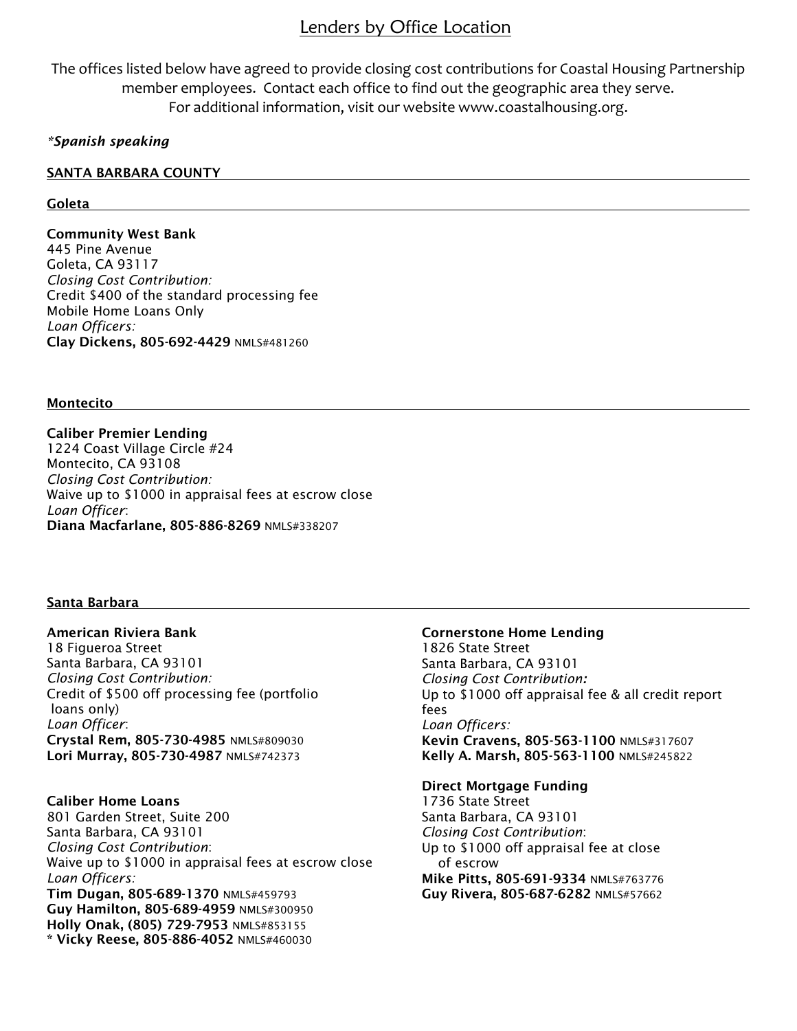# Lenders by Office Location

The offices listed below have agreed to provide closing cost contributions for Coastal Housing Partnership member employees. Contact each office to find out the geographic area they serve. For additional information, visit our website www.coastalhousing.org.

*\*Spanish speaking*

## SANTA BARBARA COUNTY

### Goleta

**Community West Bank**
445 Pine Avenue
Goleta, CA 93117
*Closing Cost Contribution:*
Credit $400 of the standard processing fee
Mobile Home Loans Only
*Loan Officers:*
**Clay Dickens, 805-692-4429** NMLS#481260

### Montecito

**Caliber Premier Lending**
1224 Coast Village Circle #24
Montecito, CA 93108
*Closing Cost Contribution:*
Waive up to $1000 in appraisal fees at escrow close
*Loan Officer*:
**Diana Macfarlane, 805-886-8269** NMLS#338207

### Santa Barbara

**American Riviera Bank**
18 Figueroa Street
Santa Barbara, CA 93101
*Closing Cost Contribution:*
Credit of $500 off processing fee (portfolio loans only)
*Loan Officer*:
**Crystal Rem, 805-730-4985** NMLS#809030
**Lori Murray, 805-730-4987** NMLS#742373

**Caliber Home Loans**
801 Garden Street, Suite 200
Santa Barbara, CA 93101
*Closing Cost Contribution*:
Waive up to $1000 in appraisal fees at escrow close
*Loan Officers:*
**Tim Dugan, 805-689-1370** NMLS#459793
**Guy Hamilton, 805-689-4959** NMLS#300950
**Holly Onak, (805) 729-7953** NMLS#853155
**\* Vicky Reese, 805-886-4052** NMLS#460030

**Cornerstone Home Lending**
1826 State Street
Santa Barbara, CA 93101
*Closing Cost Contribution:*
Up to $1000 off appraisal fee & all credit report fees
*Loan Officers:*
**Kevin Cravens, 805-563-1100** NMLS#317607
**Kelly A. Marsh, 805-563-1100** NMLS#245822

**Direct Mortgage Funding**
1736 State Street
Santa Barbara, CA 93101
*Closing Cost Contribution*:
Up to $1000 off appraisal fee at close of escrow
**Mike Pitts, 805-691-9334** NMLS#763776
**Guy Rivera, 805-687-6282** NMLS#57662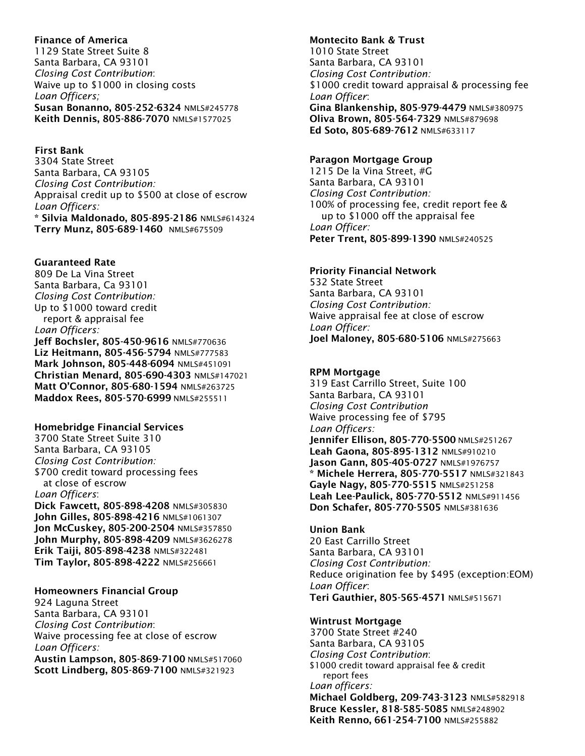**Finance of America**
1129 State Street Suite 8
Santa Barbara, CA 93101
*Closing Cost Contribution*:
Waive up to $1000 in closing costs
*Loan Officers;*
**Susan Bonanno, 805-252-6324** NMLS#245778
**Keith Dennis, 805-886-7070** NMLS#1577025

**First Bank**
3304 State Street
Santa Barbara, CA 93105
*Closing Cost Contribution:*
Appraisal credit up to $500 at close of escrow
*Loan Officers:*
**\* Silvia Maldonado, 805-895-2186** NMLS#614324
**Terry Munz, 805-689-1460** NMLS#675509

**Guaranteed Rate**
809 De La Vina Street
Santa Barbara, Ca 93101
*Closing Cost Contribution:*
Up to $1000 toward credit report & appraisal fee
*Loan Officers:*
**Jeff Bochsler, 805-450-9616** NMLS#770636
**Liz Heitmann, 805-456-5794** NMLS#777583
**Mark Johnson, 805-448-6094** NMLS#451091
**Christian Menard, 805-690-4303** NMLS#147021
**Matt O'Connor, 805-680-1594** NMLS#263725
**Maddox Rees, 805-570-6999** NMLS#255511

**Homebridge Financial Services**
3700 State Street Suite 310
Santa Barbara, CA 93105
*Closing Cost Contribution:*
$700 credit toward processing fees at close of escrow
*Loan Officers*:
**Dick Fawcett, 805-898-4208** NMLS#305830
**John Gilles, 805-898-4216** NMLS#1061307
**Jon McCuskey, 805-200-2504** NMLS#357850
**John Murphy, 805-898-4209** NMLS#3626278
**Erik Taiji, 805-898-4238** NMLS#322481
**Tim Taylor, 805-898-4222** NMLS#256661

**Homeowners Financial Group**
924 Laguna Street
Santa Barbara, CA 93101
*Closing Cost Contribution*:
Waive processing fee at close of escrow
*Loan Officers:*
**Austin Lampson, 805-869-7100** NMLS#517060
**Scott Lindberg, 805-869-7100** NMLS#321923

**Montecito Bank & Trust**
1010 State Street
Santa Barbara, CA 93101
*Closing Cost Contribution:*
$1000 credit toward appraisal & processing fee
*Loan Officer*:
**Gina Blankenship, 805-979-4479** NMLS#380975
**Oliva Brown, 805-564-7329** NMLS#879698
**Ed Soto, 805-689-7612** NMLS#633117

**Paragon Mortgage Group**
1215 De la Vina Street, #G
Santa Barbara, CA 93101
*Closing Cost Contribution:*
100% of processing fee, credit report fee & up to $1000 off the appraisal fee
*Loan Officer:*
**Peter Trent, 805-899-1390** NMLS#240525

**Priority Financial Network**
532 State Street
Santa Barbara, CA 93101
*Closing Cost Contribution:*
Waive appraisal fee at close of escrow
*Loan Officer:*
**Joel Maloney, 805-680-5106** NMLS#275663

**RPM Mortgage**
319 East Carrillo Street, Suite 100
Santa Barbara, CA 93101
*Closing Cost Contribution*
Waive processing fee of $795
*Loan Officers:*
**Jennifer Ellison, 805-770-5500** NMLS#251267
**Leah Gaona, 805-895-1312** NMLS#910210
**Jason Gann, 805-405-0727** NMLS#1976757
**\* Michele Herrera, 805-770-5517** NMLS#321843
**Gayle Nagy, 805-770-5515** NMLS#251258
**Leah Lee-Paulick, 805-770-5512** NMLS#911456
**Don Schafer, 805-770-5505** NMLS#381636

**Union Bank**
20 East Carrillo Street
Santa Barbara, CA 93101
*Closing Cost Contribution:*
Reduce origination fee by $495 (exception:EOM)
*Loan Officer*:
**Teri Gauthier, 805-565-4571** NMLS#515671

**Wintrust Mortgage**
3700 State Street #240
Santa Barbara, CA 93105
*Closing Cost Contribution*:
$1000 credit toward appraisal fee & credit report fees
*Loan officers:*
**Michael Goldberg, 209-743-3123** NMLS#582918
**Bruce Kessler, 818-585-5085** NMLS#248902
**Keith Renno, 661-254-7100** NMLS#255882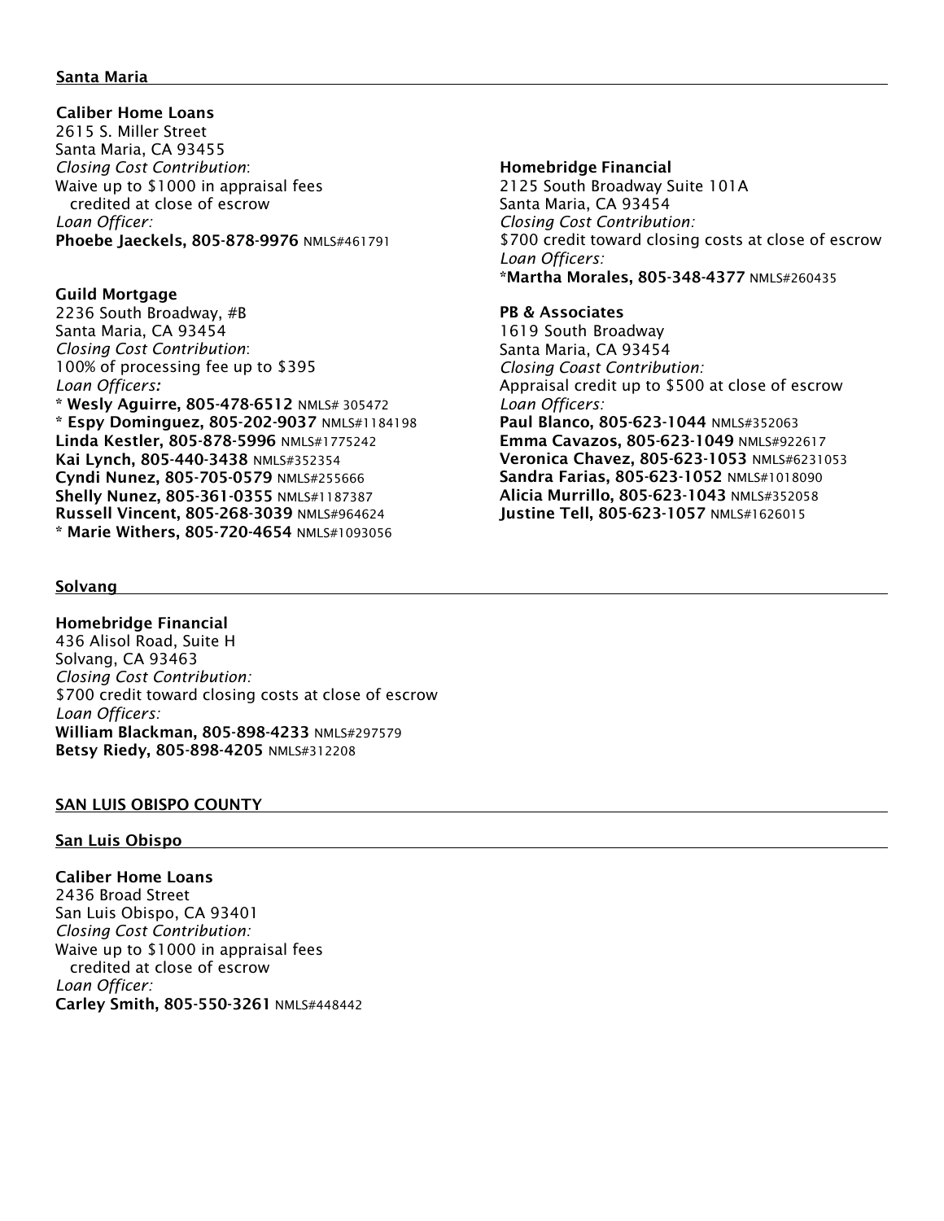## Santa Maria

**Caliber Home Loans**
2615 S. Miller Street
Santa Maria, CA 93455
*Closing Cost Contribution*:
Waive up to $1000 in appraisal fees
credited at close of escrow
*Loan Officer:*
**Phoebe Jaeckels, 805-878-9976** NMLS#461791

**Guild Mortgage**
2236 South Broadway, #B
Santa Maria, CA 93454
*Closing Cost Contribution*:
100% of processing fee up to $395
*Loan Officers:*
**\* Wesly Aguirre, 805-478-6512** NMLS# 305472
**\* Espy Dominguez, 805-202-9037** NMLS#1184198
**Linda Kestler, 805-878-5996** NMLS#1775242
**Kai Lynch, 805-440-3438** NMLS#352354
**Cyndi Nunez, 805-705-0579** NMLS#255666
**Shelly Nunez, 805-361-0355** NMLS#1187387
**Russell Vincent, 805-268-3039** NMLS#964624
**\* Marie Withers, 805-720-4654** NMLS#1093056

**Homebridge Financial**
2125 South Broadway Suite 101A
Santa Maria, CA 93454
*Closing Cost Contribution:*
$700 credit toward closing costs at close of escrow
*Loan Officers:*
**\*Martha Morales, 805-348-4377** NMLS#260435

**PB & Associates**
1619 South Broadway
Santa Maria, CA 93454
*Closing Coast Contribution:*
Appraisal credit up to $500 at close of escrow
*Loan Officers:*
**Paul Blanco, 805-623-1044** NMLS#352063
**Emma Cavazos, 805-623-1049** NMLS#922617
**Veronica Chavez, 805-623-1053** NMLS#6231053
**Sandra Farias, 805-623-1052** NMLS#1018090
**Alicia Murrillo, 805-623-1043** NMLS#352058
**Justine Tell, 805-623-1057** NMLS#1626015

## Solvang

**Homebridge Financial**
436 Alisol Road, Suite H
Solvang, CA 93463
*Closing Cost Contribution:*
$700 credit toward closing costs at close of escrow
*Loan Officers:*
**William Blackman, 805-898-4233** NMLS#297579
**Betsy Riedy, 805-898-4205** NMLS#312208

# SAN LUIS OBISPO COUNTY

## San Luis Obispo

**Caliber Home Loans**
2436 Broad Street
San Luis Obispo, CA 93401
*Closing Cost Contribution:*
Waive up to $1000 in appraisal fees
credited at close of escrow
*Loan Officer:*
**Carley Smith, 805-550-3261** NMLS#448442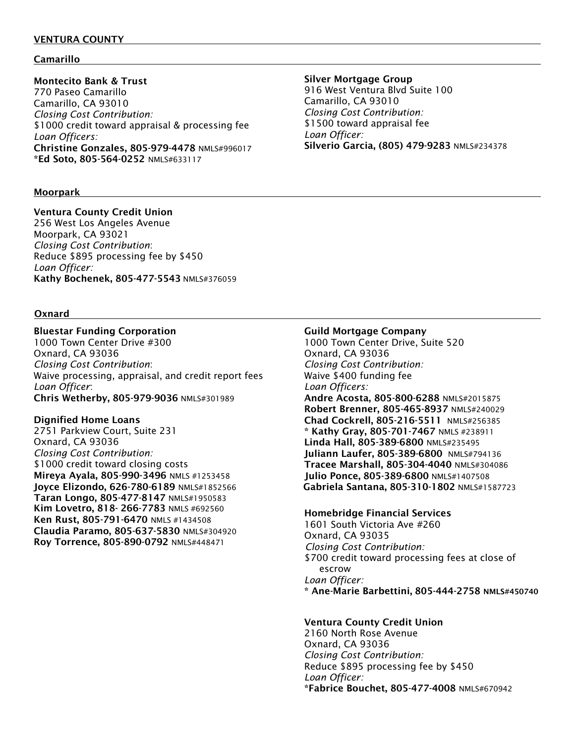## VENTURA COUNTY

### Camarillo

**Montecito Bank & Trust**
770 Paseo Camarillo
Camarillo, CA 93010
*Closing Cost Contribution:*
$1000 credit toward appraisal & processing fee
*Loan Officers:*
**Christine Gonzales, 805-979-4478** NMLS#996017
**\*Ed Soto, 805-564-0252** NMLS#633117

**Silver Mortgage Group**
916 West Ventura Blvd Suite 100
Camarillo, CA 93010
*Closing Cost Contribution:*
$1500 toward appraisal fee
*Loan Officer:*
**Silverio Garcia, (805) 479-9283** NMLS#234378

### Moorpark

**Ventura County Credit Union**
256 West Los Angeles Avenue
Moorpark, CA 93021
*Closing Cost Contribution*:
Reduce $895 processing fee by $450
*Loan Officer:*
**Kathy Bochenek, 805-477-5543** NMLS#376059

### Oxnard

**Bluestar Funding Corporation**
1000 Town Center Drive #300
Oxnard, CA 93036
*Closing Cost Contribution*:
Waive processing, appraisal, and credit report fees
*Loan Officer*:
**Chris Wetherby, 805-979-9036** NMLS#301989

**Dignified Home Loans**
2751 Parkview Court, Suite 231
Oxnard, CA 93036
*Closing Cost Contribution:*
$1000 credit toward closing costs
**Mireya Ayala, 805-990-3496** NMLS #1253458
**Joyce Elizondo, 626-780-6189** NMLS#1852566
**Taran Longo, 805-477-8147** NMLS#1950583
**Kim Lovetro, 818- 266-7783** NMLS #692560
**Ken Rust, 805-791-6470** NMLS #1434508
**Claudia Paramo, 805-637-5830** NMLS#304920
**Roy Torrence, 805-890-0792** NMLS#448471

**Guild Mortgage Company**
1000 Town Center Drive, Suite 520
Oxnard, CA 93036
*Closing Cost Contribution:*
Waive $400 funding fee
*Loan Officers:*
**Andre Acosta, 805-800-6288** NMLS#2015875
**Robert Brenner, 805-465-8937** NMLS#240029
**Chad Cockrell, 805-216-5511** NMLS#256385
**\* Kathy Gray, 805-701-7467** NMLS #238911
**Linda Hall, 805-389-6800** NMLS#235495
**Juliann Laufer, 805-389-6800** NMLS#794136
**Tracee Marshall, 805-304-4040** NMLS#304086
**Julio Ponce, 805-389-6800** NMLS#1407508
**Gabriela Santana, 805-310-1802** NMLS#1587723

**Homebridge Financial Services**
1601 South Victoria Ave #260
Oxnard, CA 93035
*Closing Cost Contribution:*
$700 credit toward processing fees at close of escrow
*Loan Officer:*
**\* Ane-Marie Barbettini, 805-444-2758 NMLS#450740**

**Ventura County Credit Union**
2160 North Rose Avenue
Oxnard, CA 93036
*Closing Cost Contribution:*
Reduce $895 processing fee by $450
*Loan Officer:*
**\*Fabrice Bouchet, 805-477-4008** NMLS#670942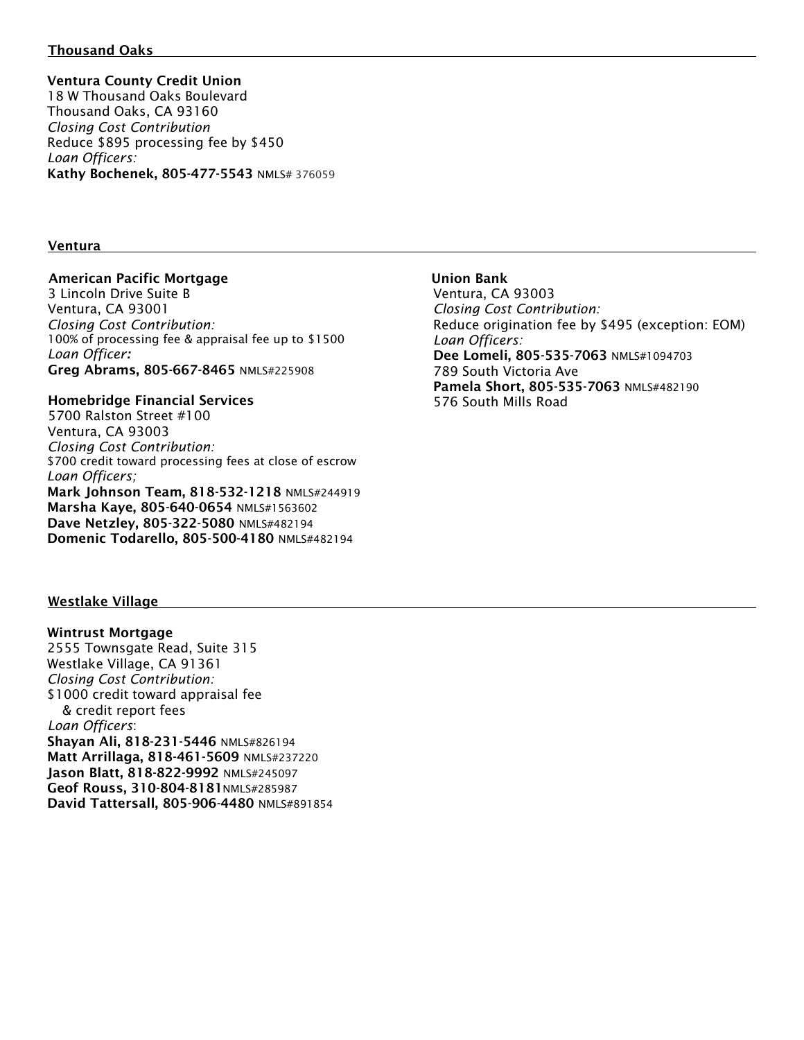## Thousand Oaks

**Ventura County Credit Union**
18 W Thousand Oaks Boulevard
Thousand Oaks, CA 93160
*Closing Cost Contribution*
Reduce $895 processing fee by $450
*Loan Officers:*
**Kathy Bochenek, 805-477-5543** NMLS# 376059

## Ventura

**American Pacific Mortgage**
3 Lincoln Drive Suite B
Ventura, CA 93001
*Closing Cost Contribution:*
100% of processing fee & appraisal fee up to $1500
*Loan Officer:*
**Greg Abrams, 805-667-8465** NMLS#225908

**Homebridge Financial Services**
5700 Ralston Street #100
Ventura, CA 93003
*Closing Cost Contribution:*
$700 credit toward processing fees at close of escrow
*Loan Officers;*
**Mark Johnson Team, 818-532-1218** NMLS#244919
**Marsha Kaye, 805-640-0654** NMLS#1563602
**Dave Netzley, 805-322-5080** NMLS#482194
**Domenic Todarello, 805-500-4180** NMLS#482194

**Union Bank**
Ventura, CA 93003
*Closing Cost Contribution:*
Reduce origination fee by $495 (exception: EOM)
*Loan Officers:*
**Dee Lomeli, 805-535-7063** NMLS#1094703
789 South Victoria Ave
**Pamela Short, 805-535-7063** NMLS#482190
576 South Mills Road

## Westlake Village

**Wintrust Mortgage**
2555 Townsgate Read, Suite 315
Westlake Village, CA 91361
*Closing Cost Contribution:*
$1000 credit toward appraisal fee
& credit report fees
*Loan Officers*:
**Shayan Ali, 818-231-5446** NMLS#826194
**Matt Arrillaga, 818-461-5609** NMLS#237220
**Jason Blatt, 818-822-9992** NMLS#245097
**Geof Rouss, 310-804-8181**NMLS#285987
**David Tattersall, 805-906-4480** NMLS#891854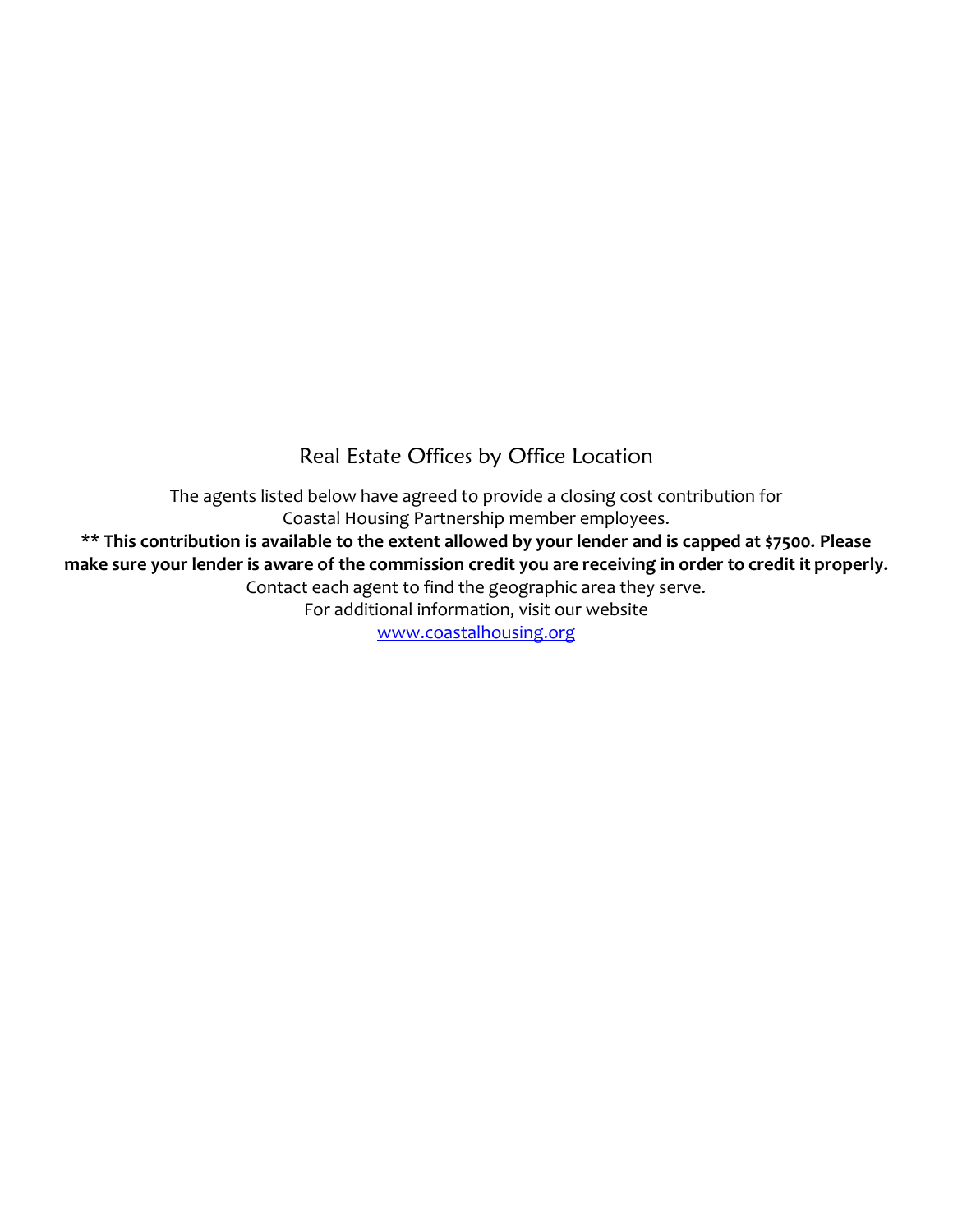## Real Estate Offices by Office Location

The agents listed below have agreed to provide a closing cost contribution for Coastal Housing Partnership member employees.

**** This contribution is available to the extent allowed by your lender and is capped at $7500. Please make sure your lender is aware of the commission credit you are receiving in order to credit it properly.**

Contact each agent to find the geographic area they serve.

For additional information, visit our website

[www.coastalhousing.org](www.coastalhousing.org)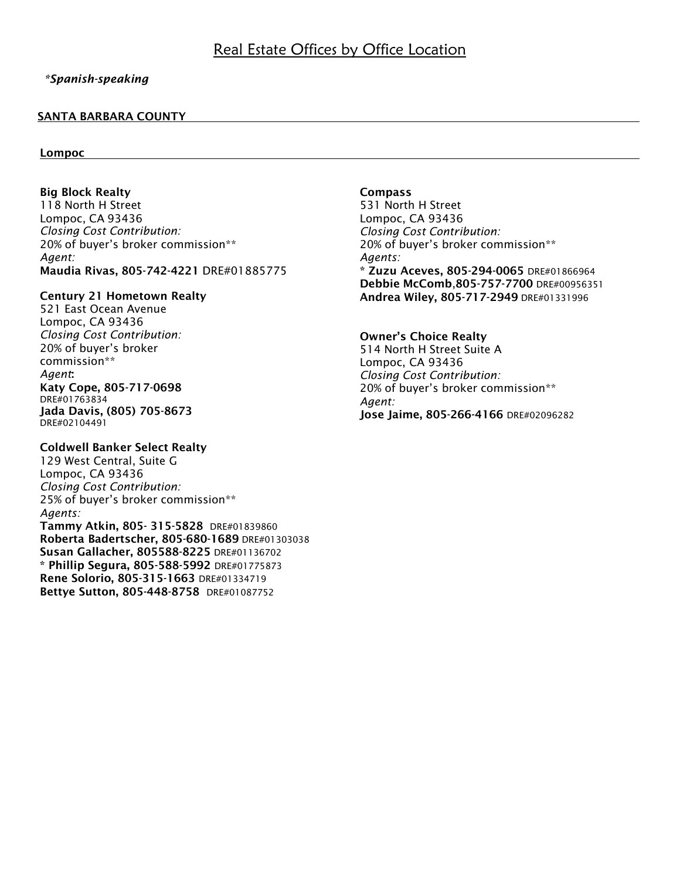# Real Estate Offices by Office Location

*\*Spanish-speaking*

## SANTA BARBARA COUNTY

### Lompoc

**Big Block Realty**
118 North H Street
Lompoc, CA 93436
*Closing Cost Contribution:*
20% of buyer's broker commission**
*Agent:*
**Maudia Rivas, 805-742-4221** DRE#01885775

**Century 21 Hometown Realty**
521 East Ocean Avenue
Lompoc, CA 93436
*Closing Cost Contribution:*
20% of buyer's broker commission**
*Agent*:
**Katy Cope, 805-717-0698** DRE#01763834
**Jada Davis, (805) 705-8673** DRE#02104491

**Coldwell Banker Select Realty**
129 West Central, Suite G
Lompoc, CA 93436
*Closing Cost Contribution:*
25% of buyer's broker commission**
*Agents:*
**Tammy Atkin, 805- 315-5828** DRE#01839860
**Roberta Badertscher, 805-680-1689** DRE#01303038
**Susan Gallacher, 805588-8225** DRE#01136702
**\* Phillip Segura, 805-588-5992** DRE#01775873
**Rene Solorio, 805-315-1663** DRE#01334719
**Bettye Sutton, 805-448-8758** DRE#01087752

**Compass**
531 North H Street
Lompoc, CA 93436
*Closing Cost Contribution:*
20% of buyer's broker commission**
*Agents:*
**\* Zuzu Aceves, 805-294-0065** DRE#01866964
**Debbie McComb,805-757-7700** DRE#00956351
**Andrea Wiley, 805-717-2949** DRE#01331996

**Owner's Choice Realty**
514 North H Street Suite A
Lompoc, CA 93436
*Closing Cost Contribution:*
20% of buyer's broker commission**
*Agent:*
**Jose Jaime, 805-266-4166** DRE#02096282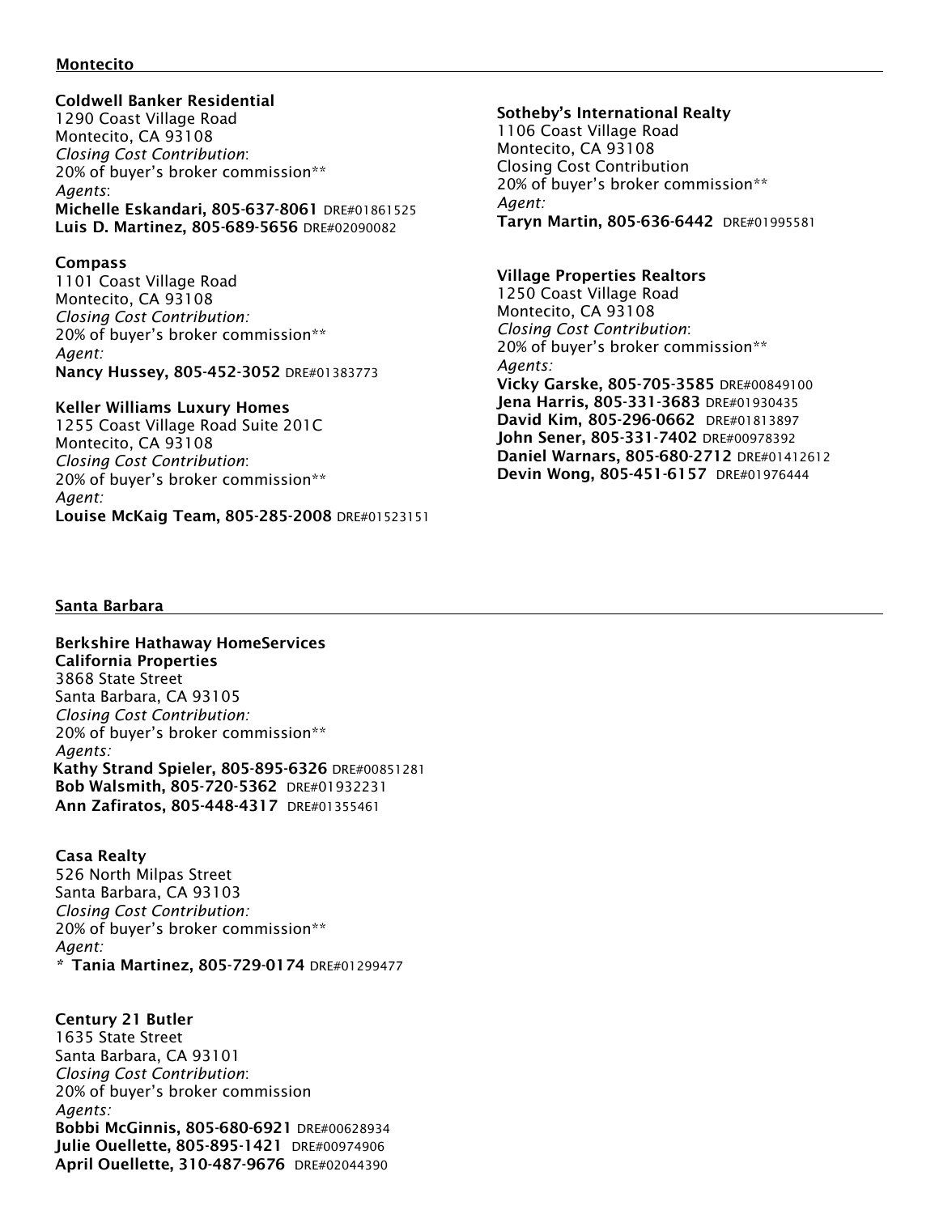## Montecito

**Coldwell Banker Residential**
1290 Coast Village Road
Montecito, CA 93108
*Closing Cost Contribution*:
20% of buyer's broker commission**
*Agents*:
**Michelle Eskandari, 805-637-8061** DRE#01861525
**Luis D. Martinez, 805-689-5656** DRE#02090082

**Compass**
1101 Coast Village Road
Montecito, CA 93108
*Closing Cost Contribution:*
20% of buyer's broker commission**
*Agent:*
**Nancy Hussey, 805-452-3052** DRE#01383773

**Keller Williams Luxury Homes**
1255 Coast Village Road Suite 201C
Montecito, CA 93108
*Closing Cost Contribution*:
20% of buyer's broker commission**
*Agent:*
**Louise McKaig Team, 805-285-2008** DRE#01523151

**Sotheby's International Realty**
1106 Coast Village Road
Montecito, CA 93108
Closing Cost Contribution
20% of buyer's broker commission**
*Agent:*
**Taryn Martin, 805-636-6442** DRE#01995581

**Village Properties Realtors**
1250 Coast Village Road
Montecito, CA 93108
*Closing Cost Contribution*:
20% of buyer's broker commission**
*Agents:*
**Vicky Garske, 805-705-3585** DRE#00849100
**Jena Harris, 805-331-3683** DRE#01930435
**David Kim, 805-296-0662** DRE#01813897
**John Sener, 805-331-7402** DRE#00978392
**Daniel Warnars, 805-680-2712** DRE#01412612
**Devin Wong, 805-451-6157** DRE#01976444

## Santa Barbara

**Berkshire Hathaway HomeServices California Properties**
3868 State Street
Santa Barbara, CA 93105
*Closing Cost Contribution:*
20% of buyer's broker commission**
*Agents:*
**Kathy Strand Spieler, 805-895-6326** DRE#00851281
**Bob Walsmith, 805-720-5362** DRE#01932231
**Ann Zafiratos, 805-448-4317** DRE#01355461

**Casa Realty**
526 North Milpas Street
Santa Barbara, CA 93103
*Closing Cost Contribution:*
20% of buyer's broker commission**
*Agent:*
\* **Tania Martinez, 805-729-0174** DRE#01299477

**Century 21 Butler**
1635 State Street
Santa Barbara, CA 93101
*Closing Cost Contribution*:
20% of buyer's broker commission
*Agents:*
**Bobbi McGinnis, 805-680-6921** DRE#00628934
**Julie Ouellette, 805-895-1421** DRE#00974906
**April Ouellette, 310-487-9676** DRE#02044390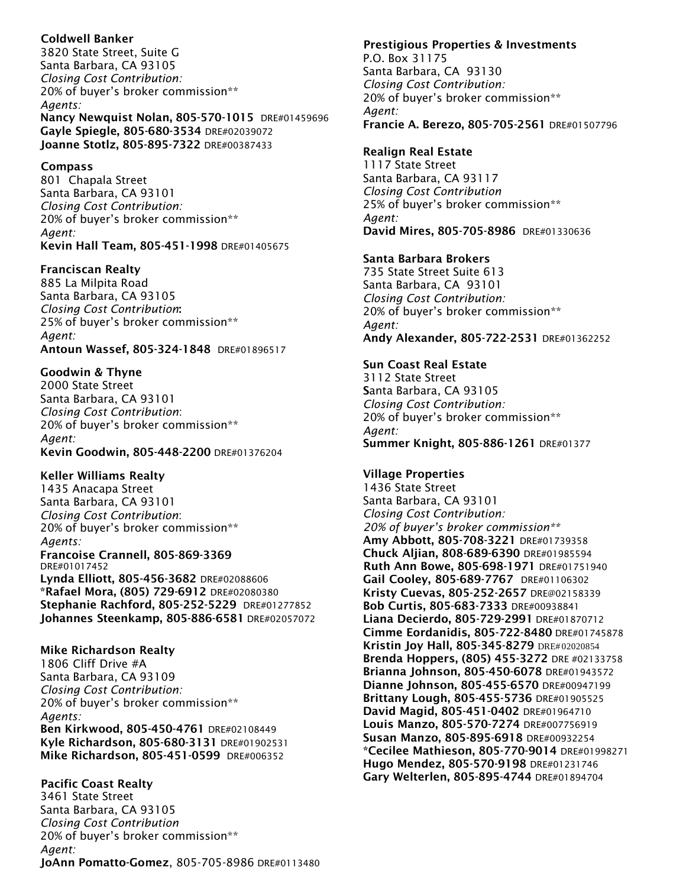**Coldwell Banker**
3820 State Street, Suite G
Santa Barbara, CA 93105
*Closing Cost Contribution:*
20% of buyer's broker commission**
*Agents:*
**Nancy Newquist Nolan, 805-570-1015** DRE#01459696
**Gayle Spiegle, 805-680-3534** DRE#02039072
**Joanne Stotlz, 805-895-7322** DRE#00387433

**Compass**
801 Chapala Street
Santa Barbara, CA 93101
*Closing Cost Contribution:*
20% of buyer's broker commission**
*Agent:*
**Kevin Hall Team, 805-451-1998** DRE#01405675

**Franciscan Realty**
885 La Milpita Road
Santa Barbara, CA 93105
*Closing Cost Contribution*:
25% of buyer's broker commission**
*Agent:*
**Antoun Wassef, 805-324-1848** DRE#01896517

**Goodwin & Thyne**
2000 State Street
Santa Barbara, CA 93101
*Closing Cost Contribution*:
20% of buyer's broker commission**
*Agent:*
**Kevin Goodwin, 805-448-2200** DRE#01376204

**Keller Williams Realty**
1435 Anacapa Street
Santa Barbara, CA 93101
*Closing Cost Contribution*:
20% of buyer's broker commission**
*Agents:*
**Francoise Crannell, 805-869-3369** DRE#01017452
**Lynda Elliott, 805-456-3682** DRE#02088606
**\*Rafael Mora, (805) 729-6912** DRE#02080380
**Stephanie Rachford, 805-252-5229** DRE#01277852
**Johannes Steenkamp, 805-886-6581** DRE#02057072

**Mike Richardson Realty**
1806 Cliff Drive #A
Santa Barbara, CA 93109
*Closing Cost Contribution:*
20% of buyer's broker commission**
*Agents:*
**Ben Kirkwood, 805-450-4761** DRE#02108449
**Kyle Richardson, 805-680-3131** DRE#01902531
**Mike Richardson, 805-451-0599** DRE#006352

**Pacific Coast Realty**
3461 State Street
Santa Barbara, CA 93105
*Closing Cost Contribution*
20% of buyer's broker commission**
*Agent:*
**JoAnn Pomatto-Gomez**, 805-705-8986 DRE#0113480

**Prestigious Properties & Investments**
P.O. Box 31175
Santa Barbara, CA 93130
*Closing Cost Contribution:*
20% of buyer's broker commission**
*Agent:*
**Francie A. Berezo, 805-705-2561** DRE#01507796

**Realign Real Estate**
1117 State Street
Santa Barbara, CA 93117
*Closing Cost Contribution*
25% of buyer's broker commission**
*Agent:*
**David Mires, 805-705-8986** DRE#01330636

**Santa Barbara Brokers**
735 State Street Suite 613
Santa Barbara, CA 93101
*Closing Cost Contribution:*
20% of buyer's broker commission**
*Agent:*
**Andy Alexander, 805-722-2531** DRE#01362252

**Sun Coast Real Estate**
3112 State Street
Santa Barbara, CA 93105
*Closing Cost Contribution:*
20% of buyer's broker commission**
*Agent:*
**Summer Knight, 805-886-1261** DRE#01377

**Village Properties**
1436 State Street
Santa Barbara, CA 93101
*Closing Cost Contribution:*
*20% of buyer's broker commission***
**Amy Abbott, 805-708-3221** DRE#01739358
**Chuck Aljian, 808-689-6390** DRE#01985594
**Ruth Ann Bowe, 805-698-1971** DRE#01751940
**Gail Cooley, 805-689-7767** DRE#01106302
**Kristy Cuevas, 805-252-2657** DRE@02158339
**Bob Curtis, 805-683-7333** DRE#00938841
**Liana Decierdo, 805-729-2991** DRE#01870712
**Cimme Eordanidis, 805-722-8480** DRE#01745878
**Kristin Joy Hall, 805-345-8279** DRE#02020854
**Brenda Hoppers, (805) 455-3272** DRE #02133758
**Brianna Johnson, 805-450-6078** DRE#01943572
**Dianne Johnson, 805-455-6570** DRE#00947199
**Brittany Lough, 805-455-5736** DRE#01905525
**David Magid, 805-451-0402** DRE#01964710
**Louis Manzo, 805-570-7274** DRE#007756919
**Susan Manzo, 805-895-6918** DRE#00932254
**\*Cecilee Mathieson, 805-770-9014** DRE#01998271
**Hugo Mendez, 805-570-9198** DRE#01231746
**Gary Welterlen, 805-895-4744** DRE#01894704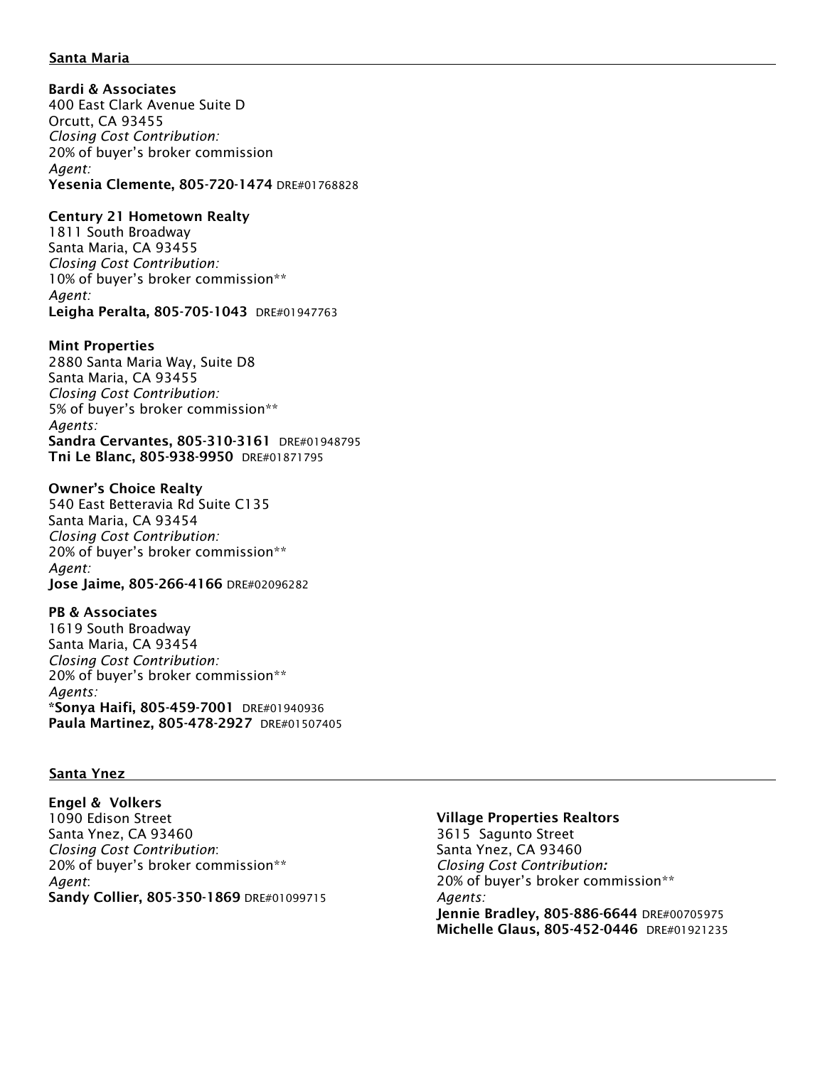## Santa Maria

**Bardi & Associates**
400 East Clark Avenue Suite D
Orcutt, CA 93455
*Closing Cost Contribution:*
20% of buyer's broker commission
*Agent:*
**Yesenia Clemente, 805-720-1474** DRE#01768828

**Century 21 Hometown Realty**
1811 South Broadway
Santa Maria, CA 93455
*Closing Cost Contribution:*
10% of buyer's broker commission**
*Agent:*
**Leigha Peralta, 805-705-1043** DRE#01947763

**Mint Properties**
2880 Santa Maria Way, Suite D8
Santa Maria, CA 93455
*Closing Cost Contribution:*
5% of buyer's broker commission**
*Agents:*
**Sandra Cervantes, 805-310-3161** DRE#01948795
**Tni Le Blanc, 805-938-9950** DRE#01871795

**Owner's Choice Realty**
540 East Betteravia Rd Suite C135
Santa Maria, CA 93454
*Closing Cost Contribution:*
20% of buyer's broker commission**
*Agent:*
**Jose Jaime, 805-266-4166** DRE#02096282

**PB & Associates**
1619 South Broadway
Santa Maria, CA 93454
*Closing Cost Contribution:*
20% of buyer's broker commission**
*Agents:*
**\*Sonya Haifi, 805-459-7001** DRE#01940936
**Paula Martinez, 805-478-2927** DRE#01507405

## Santa Ynez

**Engel & Volkers**
1090 Edison Street
Santa Ynez, CA 93460
*Closing Cost Contribution*:
20% of buyer's broker commission**
*Agent*:
**Sandy Collier, 805-350-1869** DRE#01099715

**Village Properties Realtors**
3615 Sagunto Street
Santa Ynez, CA 93460
*Closing Cost Contribution:*
20% of buyer's broker commission**
*Agents:*
**Jennie Bradley, 805-886-6644** DRE#00705975
**Michelle Glaus, 805-452-0446** DRE#01921235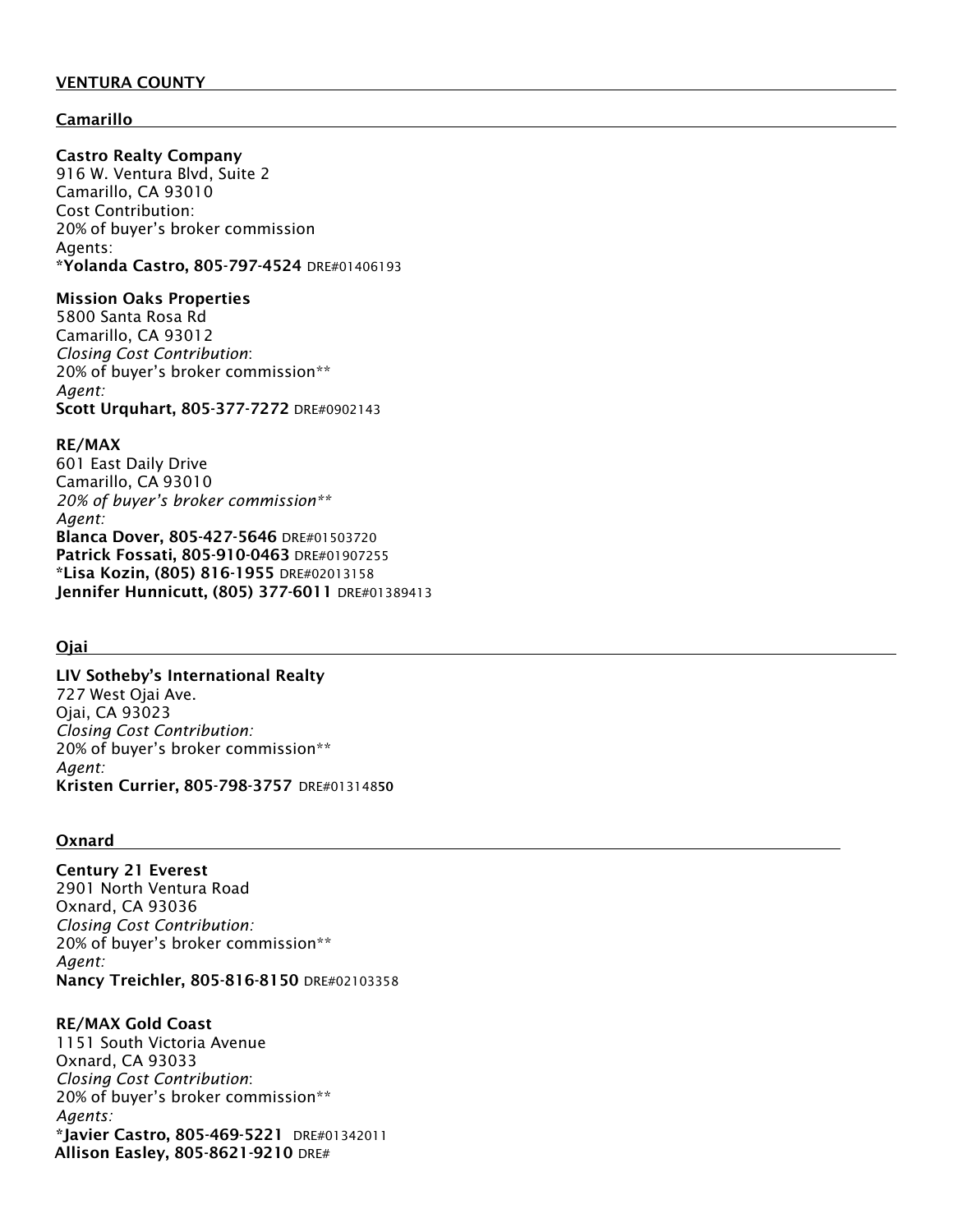## VENTURA COUNTY

### Camarillo

**Castro Realty Company**
916 W. Ventura Blvd, Suite 2
Camarillo, CA 93010
Cost Contribution:
20% of buyer's broker commission
Agents:
**\*Yolanda Castro, 805-797-4524** DRE#01406193

**Mission Oaks Properties**
5800 Santa Rosa Rd
Camarillo, CA 93012
*Closing Cost Contribution*:
20% of buyer's broker commission**
*Agent:*
**Scott Urquhart, 805-377-7272** DRE#0902143

**RE/MAX**
601 East Daily Drive
Camarillo, CA 93010
*20% of buyer's broker commission***
*Agent:*
**Blanca Dover, 805-427-5646** DRE#01503720
**Patrick Fossati, 805-910-0463** DRE#01907255
**\*Lisa Kozin, (805) 816-1955** DRE#02013158
**Jennifer Hunnicutt, (805) 377-6011** DRE#01389413

### Ojai

**LIV Sotheby's International Realty**
727 West Ojai Ave.
Ojai, CA 93023
*Closing Cost Contribution:*
20% of buyer's broker commission**
*Agent:*
**Kristen Currier, 805-798-3757** DRE#01314850

### Oxnard

**Century 21 Everest**
2901 North Ventura Road
Oxnard, CA 93036
*Closing Cost Contribution:*
20% of buyer's broker commission**
*Agent:*
**Nancy Treichler, 805-816-8150** DRE#02103358

**RE/MAX Gold Coast**
1151 South Victoria Avenue
Oxnard, CA 93033
*Closing Cost Contribution*:
20% of buyer's broker commission**
*Agents:*
**\*Javier Castro, 805-469-5221** DRE#01342011
**Allison Easley, 805-8621-9210** DRE#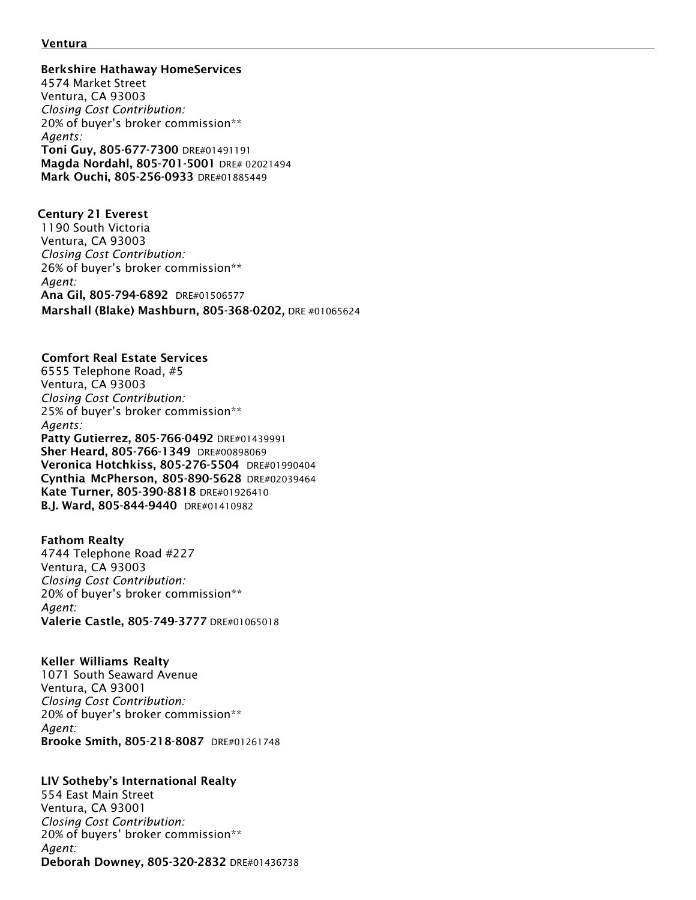## Ventura

**Berkshire Hathaway HomeServices**
4574 Market Street
Ventura, CA 93003
*Closing Cost Contribution:*
20% of buyer's broker commission**
*Agents:*
**Toni Guy, 805-677-7300** DRE#01491191
**Magda Nordahl, 805-701-5001** DRE# 02021494
**Mark Ouchi, 805-256-0933** DRE#01885449

**Century 21 Everest**
1190 South Victoria
Ventura, CA 93003
*Closing Cost Contribution:*
26% of buyer's broker commission**
*Agent:*
**Ana Gil, 805-794-6892** DRE#01506577
**Marshall (Blake) Mashburn, 805-368-0202,** DRE #01065624

**Comfort Real Estate Services**
6555 Telephone Road, #5
Ventura, CA 93003
*Closing Cost Contribution:*
25% of buyer's broker commission**
*Agents:*
**Patty Gutierrez, 805-766-0492** DRE#01439991
**Sher Heard, 805-766-1349** DRE#00898069
**Veronica Hotchkiss, 805-276-5504** DRE#01990404
**Cynthia McPherson, 805-890-5628** DRE#02039464
**Kate Turner, 805-390-8818** DRE#01926410
**B.J. Ward, 805-844-9440** DRE#01410982

**Fathom Realty**
4744 Telephone Road #227
Ventura, CA 93003
*Closing Cost Contribution:*
20% of buyer's broker commission**
*Agent:*
**Valerie Castle, 805-749-3777** DRE#01065018

**Keller Williams Realty**
1071 South Seaward Avenue
Ventura, CA 93001
*Closing Cost Contribution:*
20% of buyer's broker commission**
*Agent:*
**Brooke Smith, 805-218-8087** DRE#01261748

**LIV Sotheby's International Realty**
554 East Main Street
Ventura, CA 93001
*Closing Cost Contribution:*
20% of buyers' broker commission**
*Agent:*
**Deborah Downey, 805-320-2832** DRE#01436738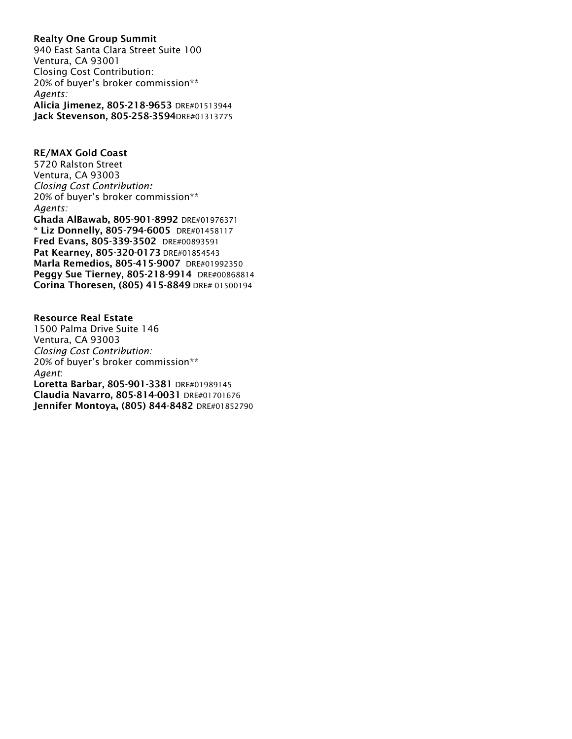**Realty One Group Summit**
940 East Santa Clara Street Suite 100
Ventura, CA 93001
Closing Cost Contribution:
20% of buyer's broker commission**
*Agents:*
**Alicia Jimenez, 805-218-9653** DRE#01513944
**Jack Stevenson, 805-258-3594**DRE#01313775

**RE/MAX Gold Coast**
5720 Ralston Street
Ventura, CA 93003
*Closing Cost Contribution:*
20% of buyer's broker commission**
*Agents:*
**Ghada AlBawab, 805-901-8992** DRE#01976371
**\* Liz Donnelly, 805-794-6005** DRE#01458117
**Fred Evans, 805-339-3502** DRE#00893591
**Pat Kearney, 805-320-0173** DRE#01854543
**Marla Remedios, 805-415-9007** DRE#01992350
**Peggy Sue Tierney, 805-218-9914** DRE#00868814
**Corina Thoresen, (805) 415-8849** DRE# 01500194

**Resource Real Estate**
1500 Palma Drive Suite 146
Ventura, CA 93003
*Closing Cost Contribution:*
20% of buyer's broker commission**
*Agent*:
**Loretta Barbar, 805-901-3381** DRE#01989145
**Claudia Navarro, 805-814-0031** DRE#01701676
**Jennifer Montoya, (805) 844-8482** DRE#01852790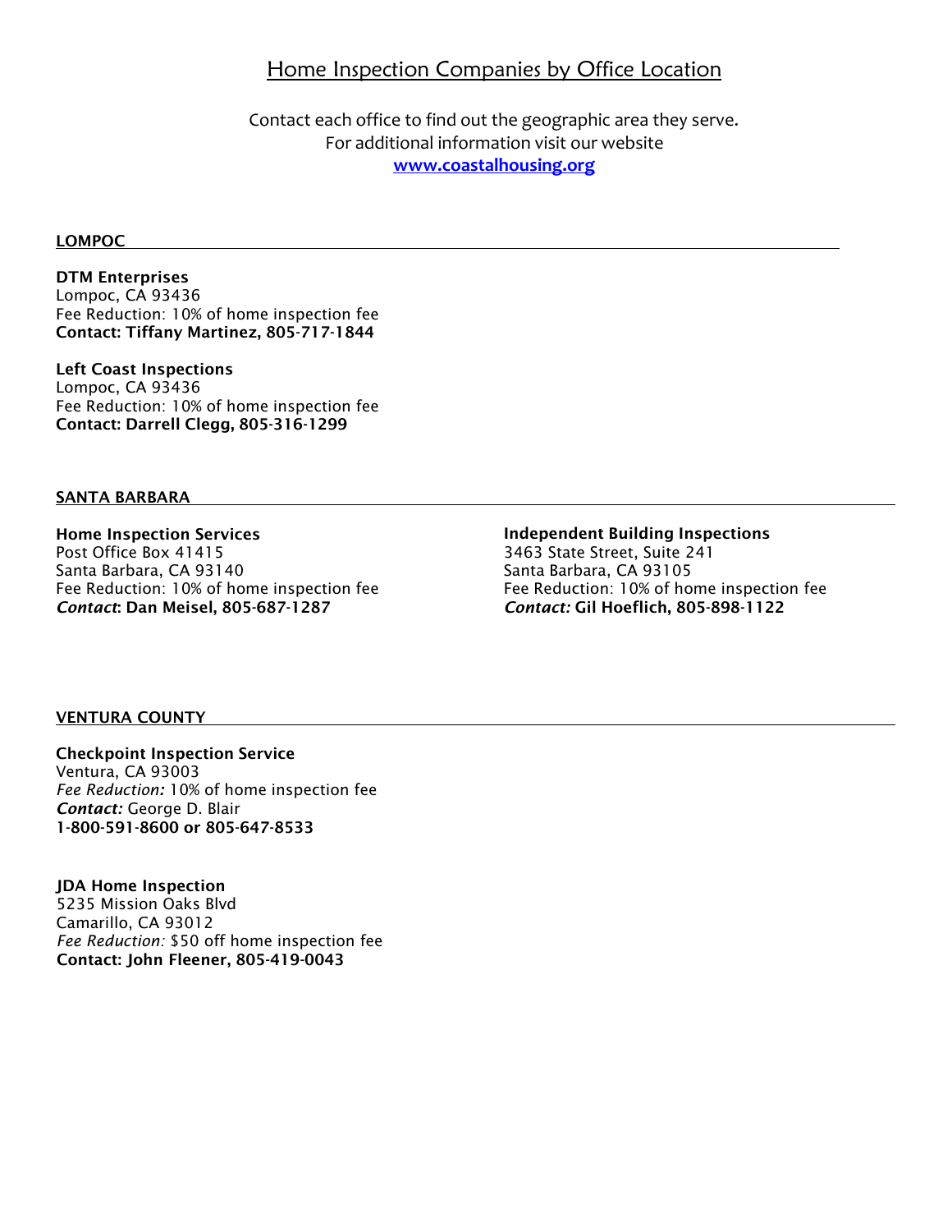# Home Inspection Companies by Office Location

Contact each office to find out the geographic area they serve.
For additional information visit our website
**www.coastalhousing.org**

## LOMPOC

**DTM Enterprises**
Lompoc, CA 93436
Fee Reduction: 10% of home inspection fee
**Contact: Tiffany Martinez, 805-717-1844**

**Left Coast Inspections**
Lompoc, CA 93436
Fee Reduction: 10% of home inspection fee
**Contact: Darrell Clegg, 805-316-1299**

## SANTA BARBARA

**Home Inspection Services**
Post Office Box 41415
Santa Barbara, CA 93140
Fee Reduction: 10% of home inspection fee
***Contact*: Dan Meisel, 805-687-1287**

**Independent Building Inspections**
3463 State Street, Suite 241
Santa Barbara, CA 93105
Fee Reduction: 10% of home inspection fee
***Contact:* Gil Hoeflich, 805-898-1122**

## VENTURA COUNTY

**Checkpoint Inspection Service**
Ventura, CA 93003
*Fee Reduction:* 10% of home inspection fee
***Contact:*** George D. Blair
**1-800-591-8600 or 805-647-8533**

**JDA Home Inspection**
5235 Mission Oaks Blvd
Camarillo, CA 93012
*Fee Reduction:* $50 off home inspection fee
**Contact: John Fleener, 805-419-0043**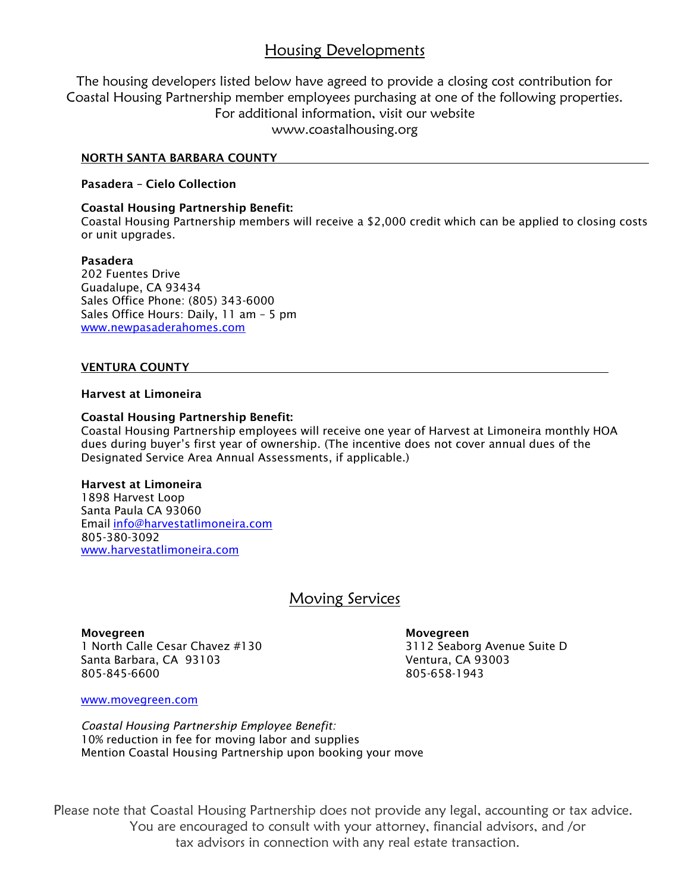# Housing Developments

The housing developers listed below have agreed to provide a closing cost contribution for Coastal Housing Partnership member employees purchasing at one of the following properties. For additional information, visit our website www.coastalhousing.org

## NORTH SANTA BARBARA COUNTY

**Pasadera – Cielo Collection**

**Coastal Housing Partnership Benefit:**
Coastal Housing Partnership members will receive a $2,000 credit which can be applied to closing costs or unit upgrades.

**Pasadera**
202 Fuentes Drive
Guadalupe, CA 93434
Sales Office Phone: (805) 343-6000
Sales Office Hours: Daily, 11 am – 5 pm
www.newpasaderahomes.com

## VENTURA COUNTY

**Harvest at Limoneira**

**Coastal Housing Partnership Benefit:**
Coastal Housing Partnership employees will receive one year of Harvest at Limoneira monthly HOA dues during buyer's first year of ownership. (The incentive does not cover annual dues of the Designated Service Area Annual Assessments, if applicable.)

**Harvest at Limoneira**
1898 Harvest Loop
Santa Paula CA 93060
Email info@harvestatlimoneira.com
805-380-3092
www.harvestatlimoneira.com

# Moving Services

**Movegreen**
1 North Calle Cesar Chavez #130
Santa Barbara, CA 93103
805-845-6600

**Movegreen**
3112 Seaborg Avenue Suite D
Ventura, CA 93003
805-658-1943

www.movegreen.com

*Coastal Housing Partnership Employee Benefit:*
10% reduction in fee for moving labor and supplies
Mention Coastal Housing Partnership upon booking your move

Please note that Coastal Housing Partnership does not provide any legal, accounting or tax advice. You are encouraged to consult with your attorney, financial advisors, and /or tax advisors in connection with any real estate transaction.